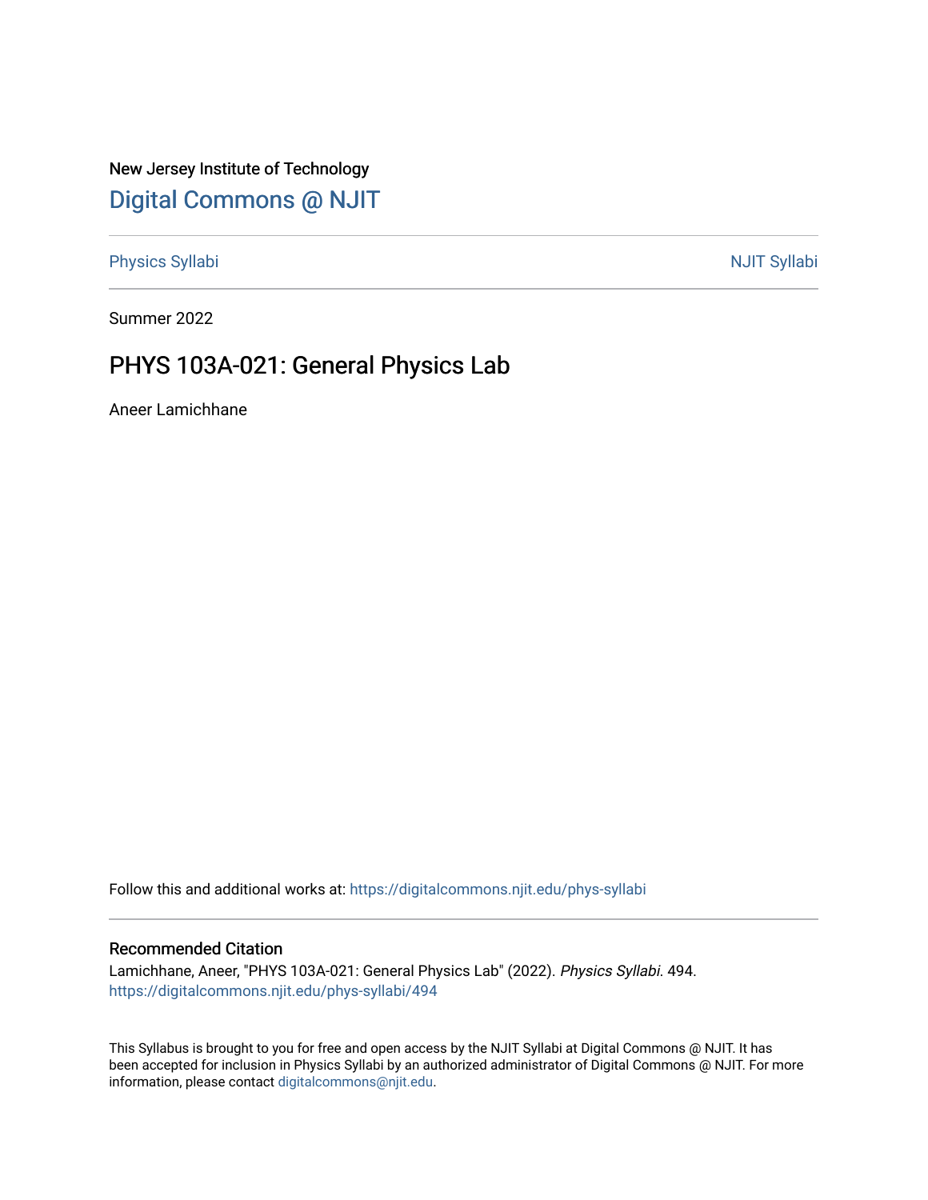New Jersey Institute of Technology

# Digital Commons @ NJIT

Physics Syllabi | NJIT Syllabi

Summer 2022

## PHYS 103A-021: General Physics Lab

Aneer Lamichhane

Follow this and additional works at: https://digitalcommons.njit.edu/phys-syllabi

### Recommended Citation

Lamichhane, Aneer, "PHYS 103A-021: General Physics Lab" (2022). *Physics Syllabi*. 494.
https://digitalcommons.njit.edu/phys-syllabi/494

This Syllabus is brought to you for free and open access by the NJIT Syllabi at Digital Commons @ NJIT. It has been accepted for inclusion in Physics Syllabi by an authorized administrator of Digital Commons @ NJIT. For more information, please contact digitalcommons@njit.edu.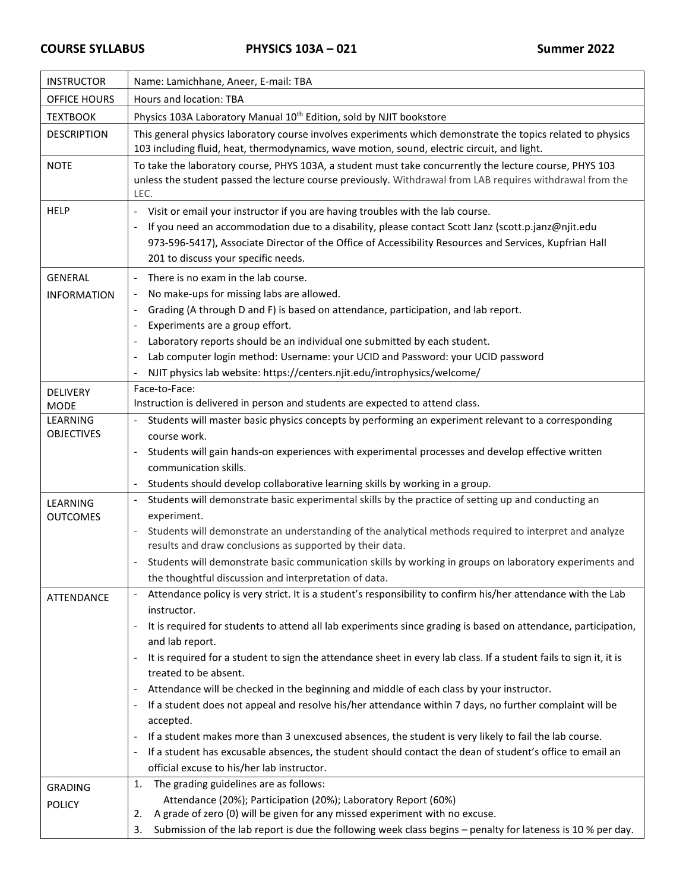**COURSE SYLLABUS** **PHYSICS 103A – 021** **Summer 2022**

| | |
|---|---|
| INSTRUCTOR | Name: Lamichhane, Aneer, E-mail: TBA |
| OFFICE HOURS | Hours and location: TBA |
| TEXTBOOK | Physics 103A Laboratory Manual 10th Edition, sold by NJIT bookstore |
| DESCRIPTION | This general physics laboratory course involves experiments which demonstrate the topics related to physics 103 including fluid, heat, thermodynamics, wave motion, sound, electric circuit, and light. |
| NOTE | To take the laboratory course, PHYS 103A, a student must take concurrently the lecture course, PHYS 103 unless the student passed the lecture course previously. Withdrawal from LAB requires withdrawal from the LEC. |
| HELP | - Visit or email your instructor if you are having troubles with the lab course.<br>- If you need an accommodation due to a disability, please contact Scott Janz (scott.p.janz@njit.edu 973-596-5417), Associate Director of the Office of Accessibility Resources and Services, Kupfrian Hall 201 to discuss your specific needs. |
| GENERAL INFORMATION | - There is no exam in the lab course.<br>- No make-ups for missing labs are allowed.<br>- Grading (A through D and F) is based on attendance, participation, and lab report.<br>- Experiments are a group effort.<br>- Laboratory reports should be an individual one submitted by each student.<br>- Lab computer login method: Username: your UCID and Password: your UCID password<br>- NJIT physics lab website: https://centers.njit.edu/introphysics/welcome/ |
| DELIVERY MODE | Face-to-Face:<br>Instruction is delivered in person and students are expected to attend class. |
| LEARNING OBJECTIVES | - Students will master basic physics concepts by performing an experiment relevant to a corresponding course work.<br>- Students will gain hands-on experiences with experimental processes and develop effective written communication skills.<br>- Students should develop collaborative learning skills by working in a group. |
| LEARNING OUTCOMES | - Students will demonstrate basic experimental skills by the practice of setting up and conducting an experiment.<br>- Students will demonstrate an understanding of the analytical methods required to interpret and analyze results and draw conclusions as supported by their data.<br>- Students will demonstrate basic communication skills by working in groups on laboratory experiments and the thoughtful discussion and interpretation of data. |
| ATTENDANCE | - Attendance policy is very strict. It is a student's responsibility to confirm his/her attendance with the Lab instructor.<br>- It is required for students to attend all lab experiments since grading is based on attendance, participation, and lab report.<br>- It is required for a student to sign the attendance sheet in every lab class. If a student fails to sign it, it is treated to be absent.<br>- Attendance will be checked in the beginning and middle of each class by your instructor.<br>- If a student does not appeal and resolve his/her attendance within 7 days, no further complaint will be accepted.<br>- If a student makes more than 3 unexcused absences, the student is very likely to fail the lab course.<br>- If a student has excusable absences, the student should contact the dean of student's office to email an official excuse to his/her lab instructor. |
| GRADING POLICY | 1. The grading guidelines are as follows:<br>Attendance (20%); Participation (20%); Laboratory Report (60%)<br>2. A grade of zero (0) will be given for any missed experiment with no excuse.<br>3. Submission of the lab report is due the following week class begins – penalty for lateness is 10 % per day. |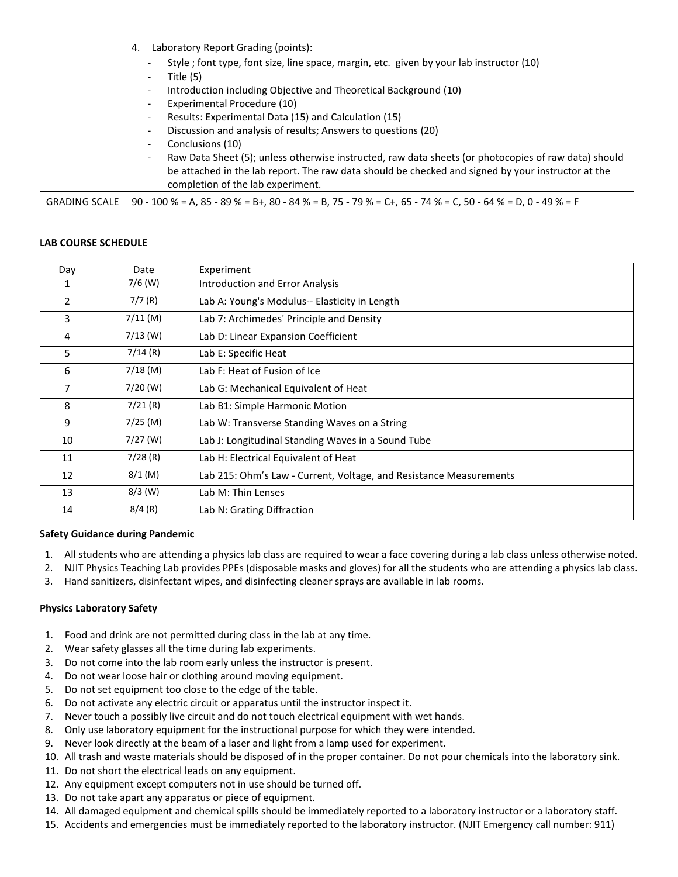| | |
|---|---|
| | 4. Laboratory Report Grading (points):<br>- Style ; font type, font size, line space, margin, etc. given by your lab instructor (10)<br>- Title (5)<br>- Introduction including Objective and Theoretical Background (10)<br>- Experimental Procedure (10)<br>- Results: Experimental Data (15) and Calculation (15)<br>- Discussion and analysis of results; Answers to questions (20)<br>- Conclusions (10)<br>- Raw Data Sheet (5); unless otherwise instructed, raw data sheets (or photocopies of raw data) should be attached in the lab report. The raw data should be checked and signed by your instructor at the completion of the lab experiment. |
| GRADING SCALE | 90 - 100 % = A, 85 - 89 % = B+, 80 - 84 % = B, 75 - 79 % = C+, 65 - 74 % = C, 50 - 64 % = D, 0 - 49 % = F |

**LAB COURSE SCHEDULE**

| Day | Date | Experiment |
|---|---|---|
| 1 | 7/6 (W) | Introduction and Error Analysis |
| 2 | 7/7 (R) | Lab A: Young's Modulus-- Elasticity in Length |
| 3 | 7/11 (M) | Lab 7: Archimedes' Principle and Density |
| 4 | 7/13 (W) | Lab D: Linear Expansion Coefficient |
| 5 | 7/14 (R) | Lab E: Specific Heat |
| 6 | 7/18 (M) | Lab F: Heat of Fusion of Ice |
| 7 | 7/20 (W) | Lab G: Mechanical Equivalent of Heat |
| 8 | 7/21 (R) | Lab B1: Simple Harmonic Motion |
| 9 | 7/25 (M) | Lab W: Transverse Standing Waves on a String |
| 10 | 7/27 (W) | Lab J: Longitudinal Standing Waves in a Sound Tube |
| 11 | 7/28 (R) | Lab H: Electrical Equivalent of Heat |
| 12 | 8/1 (M) | Lab 215: Ohm's Law - Current, Voltage, and Resistance Measurements |
| 13 | 8/3 (W) | Lab M: Thin Lenses |
| 14 | 8/4 (R) | Lab N: Grating Diffraction |

**Safety Guidance during Pandemic**

1. All students who are attending a physics lab class are required to wear a face covering during a lab class unless otherwise noted.
2. NJIT Physics Teaching Lab provides PPEs (disposable masks and gloves) for all the students who are attending a physics lab class.
3. Hand sanitizers, disinfectant wipes, and disinfecting cleaner sprays are available in lab rooms.

**Physics Laboratory Safety**

1. Food and drink are not permitted during class in the lab at any time.
2. Wear safety glasses all the time during lab experiments.
3. Do not come into the lab room early unless the instructor is present.
4. Do not wear loose hair or clothing around moving equipment.
5. Do not set equipment too close to the edge of the table.
6. Do not activate any electric circuit or apparatus until the instructor inspect it.
7. Never touch a possibly live circuit and do not touch electrical equipment with wet hands.
8. Only use laboratory equipment for the instructional purpose for which they were intended.
9. Never look directly at the beam of a laser and light from a lamp used for experiment.
10. All trash and waste materials should be disposed of in the proper container. Do not pour chemicals into the laboratory sink.
11. Do not short the electrical leads on any equipment.
12. Any equipment except computers not in use should be turned off.
13. Do not take apart any apparatus or piece of equipment.
14. All damaged equipment and chemical spills should be immediately reported to a laboratory instructor or a laboratory staff.
15. Accidents and emergencies must be immediately reported to the laboratory instructor. (NJIT Emergency call number: 911)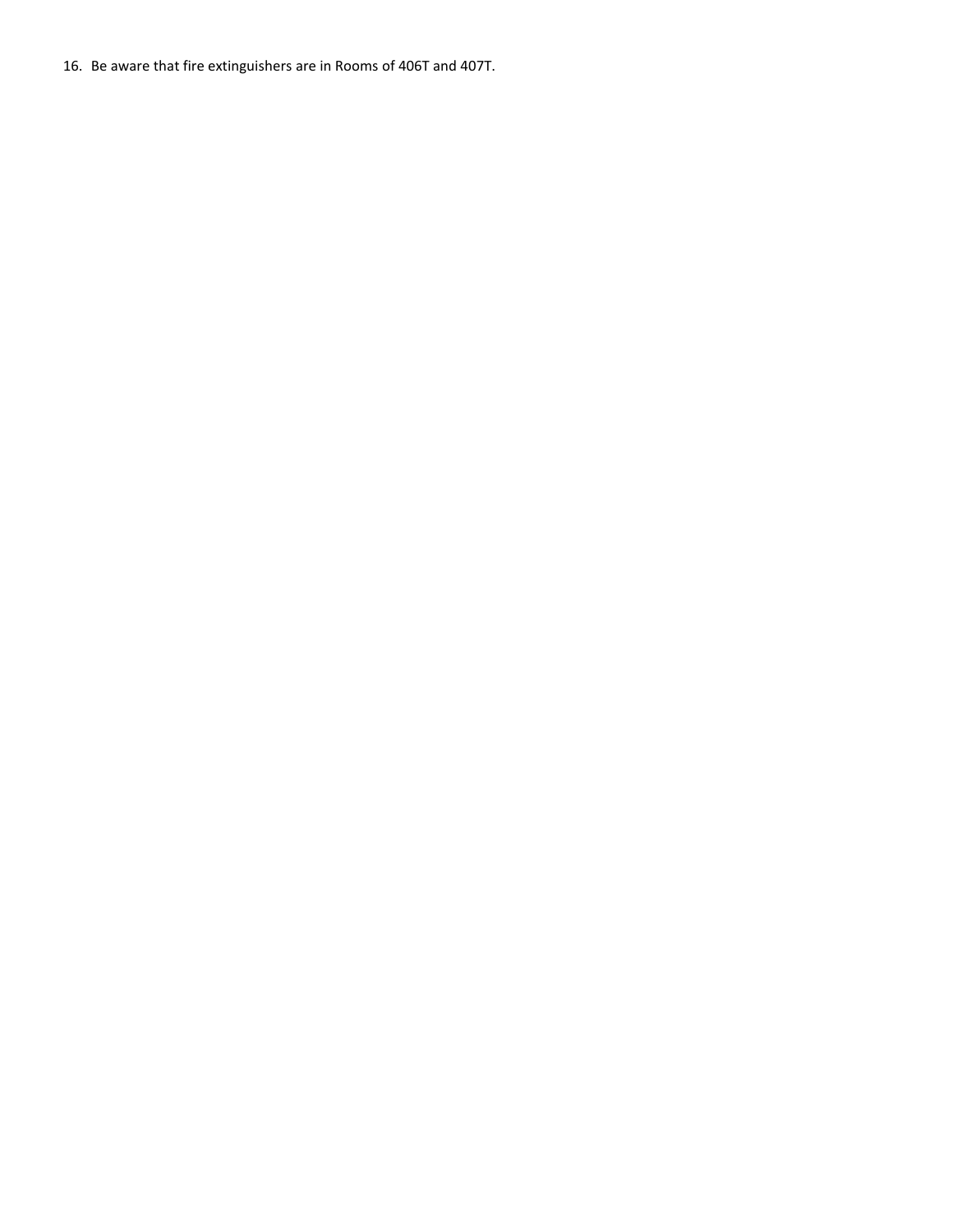16. Be aware that fire extinguishers are in Rooms of 406T and 407T.